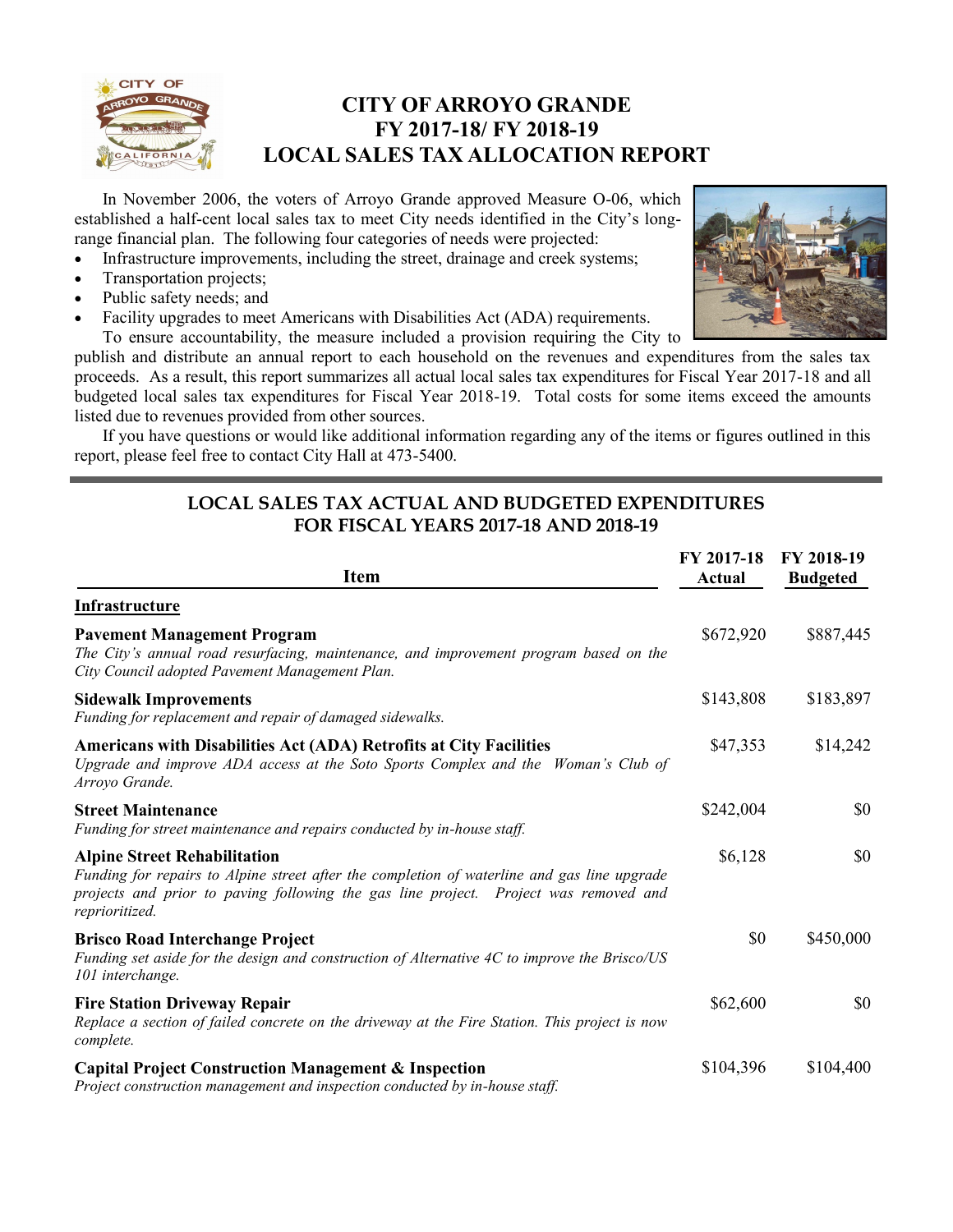# CITY OF ARROYO GRANDE
# FY 2017-18/ FY 2018-19
# LOCAL SALES TAX ALLOCATION REPORT

In November 2006, the voters of Arroyo Grande approved Measure O-06, which established a half-cent local sales tax to meet City needs identified in the City's long-range financial plan. The following four categories of needs were projected:

- Infrastructure improvements, including the street, drainage and creek systems;
- Transportation projects;
- Public safety needs; and
- Facility upgrades to meet Americans with Disabilities Act (ADA) requirements.

To ensure accountability, the measure included a provision requiring the City to publish and distribute an annual report to each household on the revenues and expenditures from the sales tax proceeds. As a result, this report summarizes all actual local sales tax expenditures for Fiscal Year 2017-18 and all budgeted local sales tax expenditures for Fiscal Year 2018-19. Total costs for some items exceed the amounts listed due to revenues provided from other sources.

If you have questions or would like additional information regarding any of the items or figures outlined in this report, please feel free to contact City Hall at 473-5400.

## LOCAL SALES TAX ACTUAL AND BUDGETED EXPENDITURES FOR FISCAL YEARS 2017-18 AND 2018-19

| Item | FY 2017-18 Actual | FY 2018-19 Budgeted |
|---|---|---|
| **Infrastructure** | | |
| **Pavement Management Program**<br>*The City's annual road resurfacing, maintenance, and improvement program based on the City Council adopted Pavement Management Plan.* | $672,920 | $887,445 |
| **Sidewalk Improvements**<br>*Funding for replacement and repair of damaged sidewalks.* | $143,808 | $183,897 |
| **Americans with Disabilities Act (ADA) Retrofits at City Facilities**<br>*Upgrade and improve ADA access at the Soto Sports Complex and the Woman's Club of Arroyo Grande.* | $47,353 | $14,242 |
| **Street Maintenance**<br>*Funding for street maintenance and repairs conducted by in-house staff.* | $242,004 | $0 |
| **Alpine Street Rehabilitation**<br>*Funding for repairs to Alpine street after the completion of waterline and gas line upgrade projects and prior to paving following the gas line project. Project was removed and reprioritized.* | $6,128 | $0 |
| **Brisco Road Interchange Project**<br>*Funding set aside for the design and construction of Alternative 4C to improve the Brisco/US 101 interchange.* | $0 | $450,000 |
| **Fire Station Driveway Repair**<br>*Replace a section of failed concrete on the driveway at the Fire Station. This project is now complete.* | $62,600 | $0 |
| **Capital Project Construction Management & Inspection**<br>*Project construction management and inspection conducted by in-house staff.* | $104,396 | $104,400 |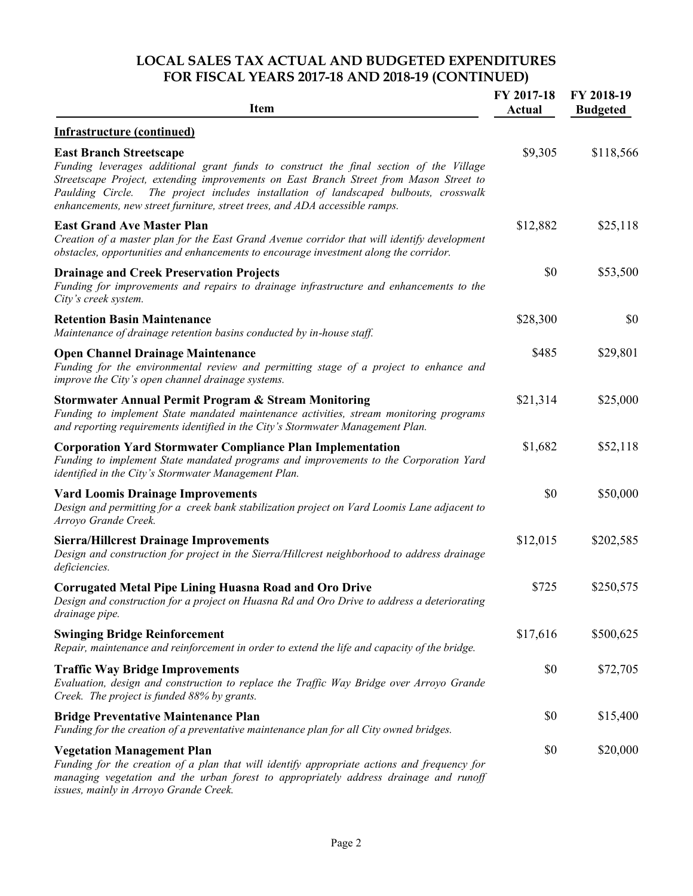## LOCAL SALES TAX ACTUAL AND BUDGETED EXPENDITURES FOR FISCAL YEARS 2017-18 AND 2018-19 (CONTINUED)

| Item | FY 2017-18 Actual | FY 2018-19 Budgeted |
|---|---|---|
| **Infrastructure (continued)** | | |
| **East Branch Streetscape**<br>*Funding leverages additional grant funds to construct the final section of the Village Streetscape Project, extending improvements on East Branch Street from Mason Street to Paulding Circle. The project includes installation of landscaped bulbouts, crosswalk enhancements, new street furniture, street trees, and ADA accessible ramps.* | \$9,305 | \$118,566 |
| **East Grand Ave Master Plan**<br>*Creation of a master plan for the East Grand Avenue corridor that will identify development obstacles, opportunities and enhancements to encourage investment along the corridor.* | \$12,882 | \$25,118 |
| **Drainage and Creek Preservation Projects**<br>*Funding for improvements and repairs to drainage infrastructure and enhancements to the City's creek system.* | \$0 | \$53,500 |
| **Retention Basin Maintenance**<br>*Maintenance of drainage retention basins conducted by in-house staff.* | \$28,300 | \$0 |
| **Open Channel Drainage Maintenance**<br>*Funding for the environmental review and permitting stage of a project to enhance and improve the City's open channel drainage systems.* | \$485 | \$29,801 |
| **Stormwater Annual Permit Program & Stream Monitoring**<br>*Funding to implement State mandated maintenance activities, stream monitoring programs and reporting requirements identified in the City's Stormwater Management Plan.* | \$21,314 | \$25,000 |
| **Corporation Yard Stormwater Compliance Plan Implementation**<br>*Funding to implement State mandated programs and improvements to the Corporation Yard identified in the City's Stormwater Management Plan.* | \$1,682 | \$52,118 |
| **Vard Loomis Drainage Improvements**<br>*Design and permitting for a creek bank stabilization project on Vard Loomis Lane adjacent to Arroyo Grande Creek.* | \$0 | \$50,000 |
| **Sierra/Hillcrest Drainage Improvements**<br>*Design and construction for project in the Sierra/Hillcrest neighborhood to address drainage deficiencies.* | \$12,015 | \$202,585 |
| **Corrugated Metal Pipe Lining Huasna Road and Oro Drive**<br>*Design and construction for a project on Huasna Rd and Oro Drive to address a deteriorating drainage pipe.* | \$725 | \$250,575 |
| **Swinging Bridge Reinforcement**<br>*Repair, maintenance and reinforcement in order to extend the life and capacity of the bridge.* | \$17,616 | \$500,625 |
| **Traffic Way Bridge Improvements**<br>*Evaluation, design and construction to replace the Traffic Way Bridge over Arroyo Grande Creek. The project is funded 88% by grants.* | \$0 | \$72,705 |
| **Bridge Preventative Maintenance Plan**<br>*Funding for the creation of a preventative maintenance plan for all City owned bridges.* | \$0 | \$15,400 |
| **Vegetation Management Plan**<br>*Funding for the creation of a plan that will identify appropriate actions and frequency for managing vegetation and the urban forest to appropriately address drainage and runoff issues, mainly in Arroyo Grande Creek.* | \$0 | \$20,000 |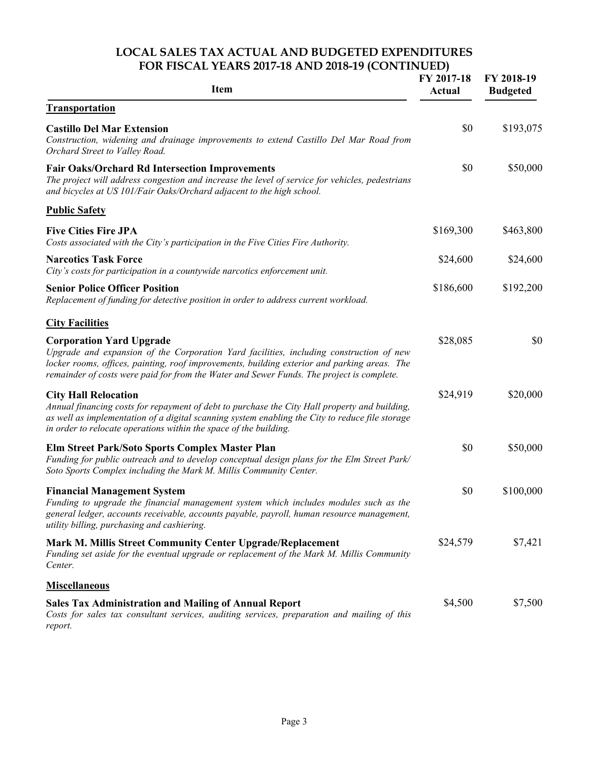# LOCAL SALES TAX ACTUAL AND BUDGETED EXPENDITURES FOR FISCAL YEARS 2017-18 AND 2018-19 (CONTINUED)

| Item | FY 2017-18 Actual | FY 2018-19 Budgeted |
|---|---|---|
| **<u>Transportation</u>** | | |
| **Castillo Del Mar Extension**<br>*Construction, widening and drainage improvements to extend Castillo Del Mar Road from Orchard Street to Valley Road.* | $0 | $193,075 |
| **Fair Oaks/Orchard Rd Intersection Improvements**<br>*The project will address congestion and increase the level of service for vehicles, pedestrians and bicycles at US 101/Fair Oaks/Orchard adjacent to the high school.* | $0 | $50,000 |
| **<u>Public Safety</u>** | | |
| **Five Cities Fire JPA**<br>*Costs associated with the City's participation in the Five Cities Fire Authority.* | $169,300 | $463,800 |
| **Narcotics Task Force**<br>*City's costs for participation in a countywide narcotics enforcement unit.* | $24,600 | $24,600 |
| **Senior Police Officer Position**<br>*Replacement of funding for detective position in order to address current workload.* | $186,600 | $192,200 |
| **<u>City Facilities</u>** | | |
| **Corporation Yard Upgrade**<br>*Upgrade and expansion of the Corporation Yard facilities, including construction of new locker rooms, offices, painting, roof improvements, building exterior and parking areas. The remainder of costs were paid for from the Water and Sewer Funds. The project is complete.* | $28,085 | $0 |
| **City Hall Relocation**<br>*Annual financing costs for repayment of debt to purchase the City Hall property and building, as well as implementation of a digital scanning system enabling the City to reduce file storage in order to relocate operations within the space of the building.* | $24,919 | $20,000 |
| **Elm Street Park/Soto Sports Complex Master Plan**<br>*Funding for public outreach and to develop conceptual design plans for the Elm Street Park/ Soto Sports Complex including the Mark M. Millis Community Center.* | $0 | $50,000 |
| **Financial Management System**<br>*Funding to upgrade the financial management system which includes modules such as the general ledger, accounts receivable, accounts payable, payroll, human resource management, utility billing, purchasing and cashiering.* | $0 | $100,000 |
| **Mark M. Millis Street Community Center Upgrade/Replacement**<br>*Funding set aside for the eventual upgrade or replacement of the Mark M. Millis Community Center.* | $24,579 | $7,421 |
| **<u>Miscellaneous</u>** | | |
| **Sales Tax Administration and Mailing of Annual Report**<br>*Costs for sales tax consultant services, auditing services, preparation and mailing of this report.* | $4,500 | $7,500 |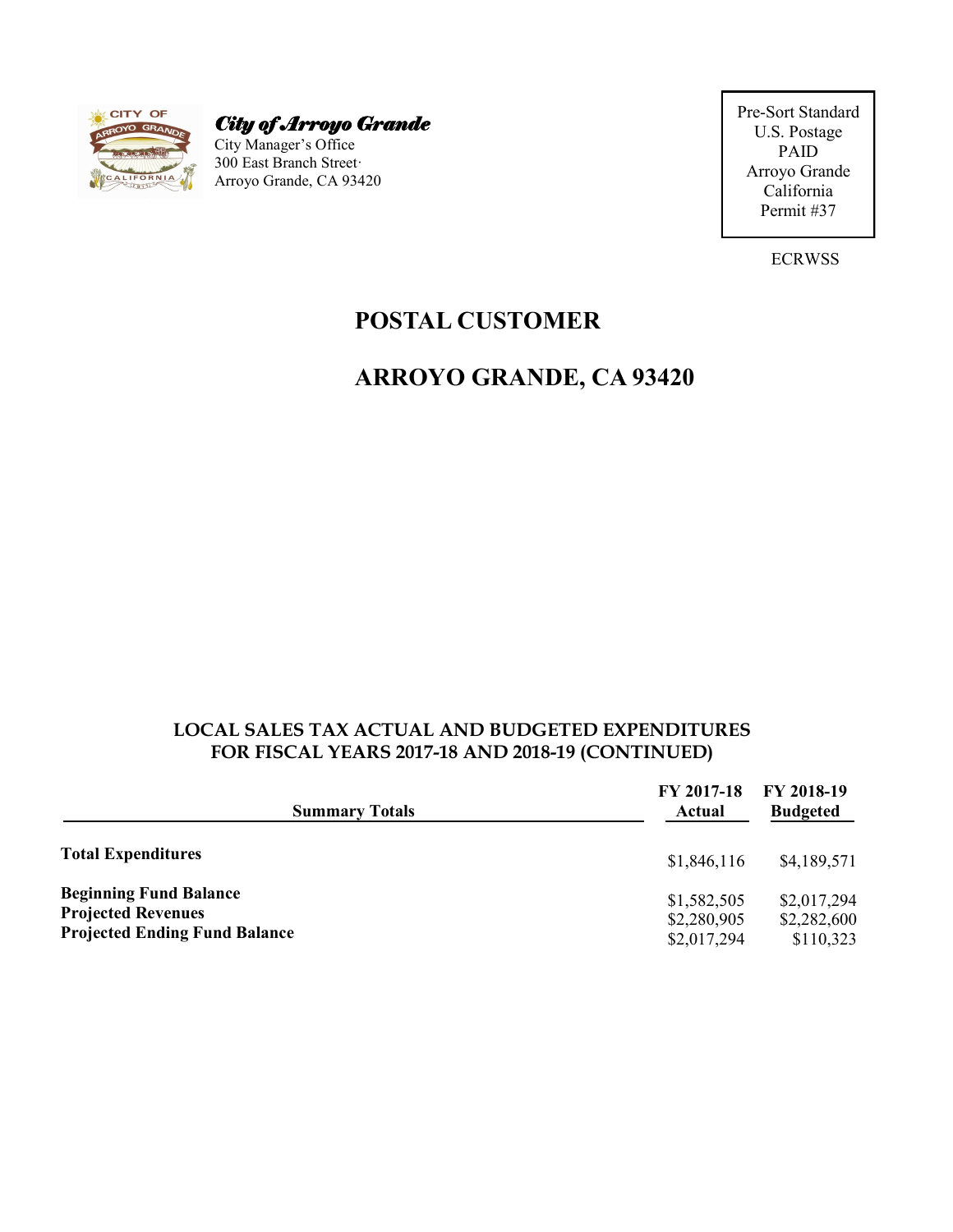***City of Arroyo Grande***
City Manager's Office
300 East Branch Street·
Arroyo Grande, CA 93420

Pre-Sort Standard
U.S. Postage
PAID
Arroyo Grande
California
Permit #37

ECRWSS

## POSTAL CUSTOMER

## ARROYO GRANDE, CA 93420

### LOCAL SALES TAX ACTUAL AND BUDGETED EXPENDITURES FOR FISCAL YEARS 2017-18 AND 2018-19 (CONTINUED)

| Summary Totals | FY 2017-18 Actual | FY 2018-19 Budgeted |
|---|---|---|
| **Total Expenditures** | $1,846,116 | $4,189,571 |
| **Beginning Fund Balance** | $1,582,505 | $2,017,294 |
| **Projected Revenues** | $2,280,905 | $2,282,600 |
| **Projected Ending Fund Balance** | $2,017,294 | $110,323 |